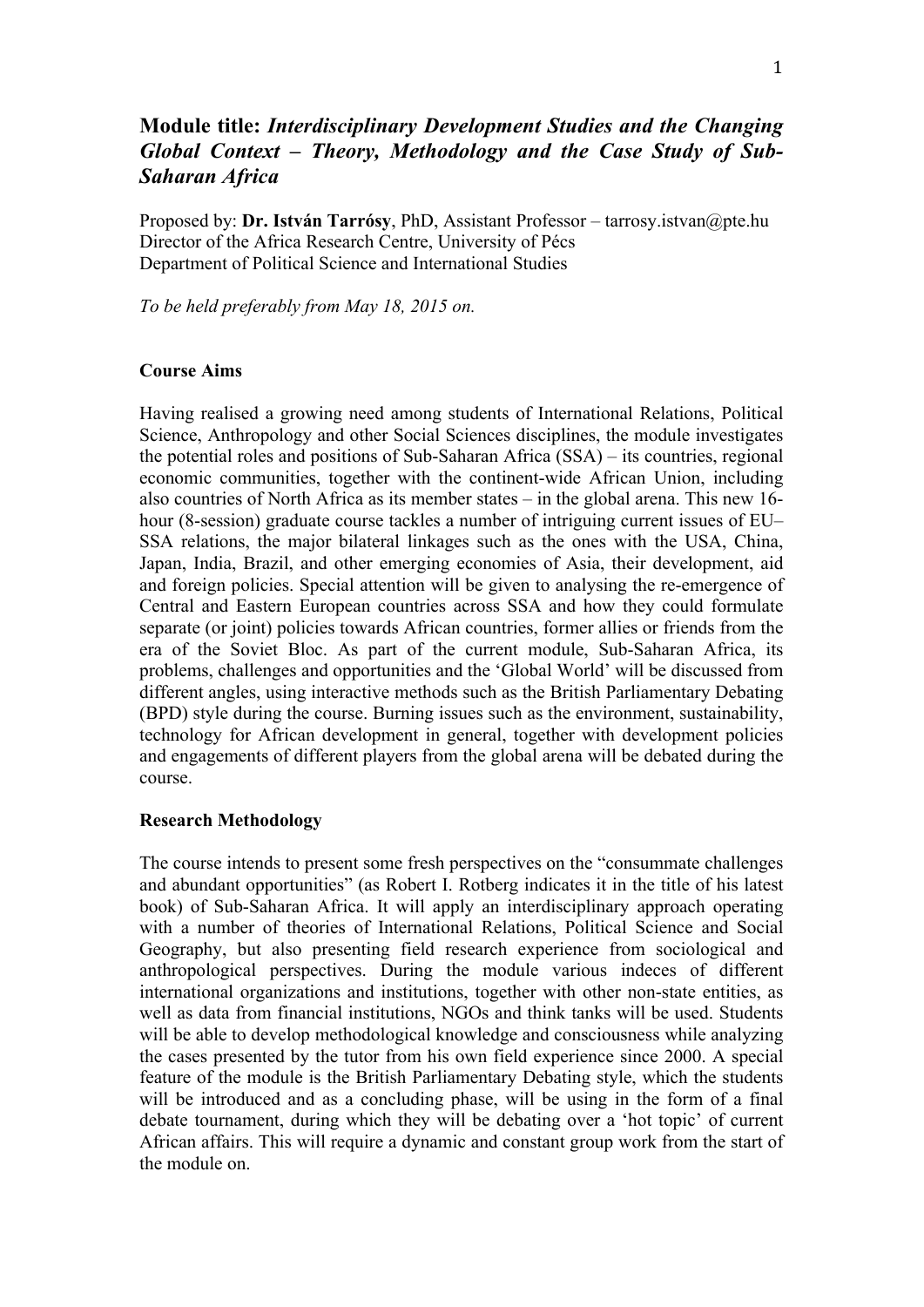# Module title: *Interdisciplinary Development Studies and the Changing Global Context – Theory, Methodology and the Case Study of Sub-Saharan Africa*

Proposed by: **Dr. István Tarrósy**, PhD, Assistant Professor – tarrosy.istvan@pte.hu
Director of the Africa Research Centre, University of Pécs
Department of Political Science and International Studies

*To be held preferably from May 18, 2015 on.*

## Course Aims

Having realised a growing need among students of International Relations, Political Science, Anthropology and other Social Sciences disciplines, the module investigates the potential roles and positions of Sub-Saharan Africa (SSA) – its countries, regional economic communities, together with the continent-wide African Union, including also countries of North Africa as its member states – in the global arena. This new 16-hour (8-session) graduate course tackles a number of intriguing current issues of EU–SSA relations, the major bilateral linkages such as the ones with the USA, China, Japan, India, Brazil, and other emerging economies of Asia, their development, aid and foreign policies. Special attention will be given to analysing the re-emergence of Central and Eastern European countries across SSA and how they could formulate separate (or joint) policies towards African countries, former allies or friends from the era of the Soviet Bloc. As part of the current module, Sub-Saharan Africa, its problems, challenges and opportunities and the 'Global World' will be discussed from different angles, using interactive methods such as the British Parliamentary Debating (BPD) style during the course. Burning issues such as the environment, sustainability, technology for African development in general, together with development policies and engagements of different players from the global arena will be debated during the course.

## Research Methodology

The course intends to present some fresh perspectives on the "consummate challenges and abundant opportunities" (as Robert I. Rotberg indicates it in the title of his latest book) of Sub-Saharan Africa. It will apply an interdisciplinary approach operating with a number of theories of International Relations, Political Science and Social Geography, but also presenting field research experience from sociological and anthropological perspectives. During the module various indeces of different international organizations and institutions, together with other non-state entities, as well as data from financial institutions, NGOs and think tanks will be used. Students will be able to develop methodological knowledge and consciousness while analyzing the cases presented by the tutor from his own field experience since 2000. A special feature of the module is the British Parliamentary Debating style, which the students will be introduced and as a concluding phase, will be using in the form of a final debate tournament, during which they will be debating over a 'hot topic' of current African affairs. This will require a dynamic and constant group work from the start of the module on.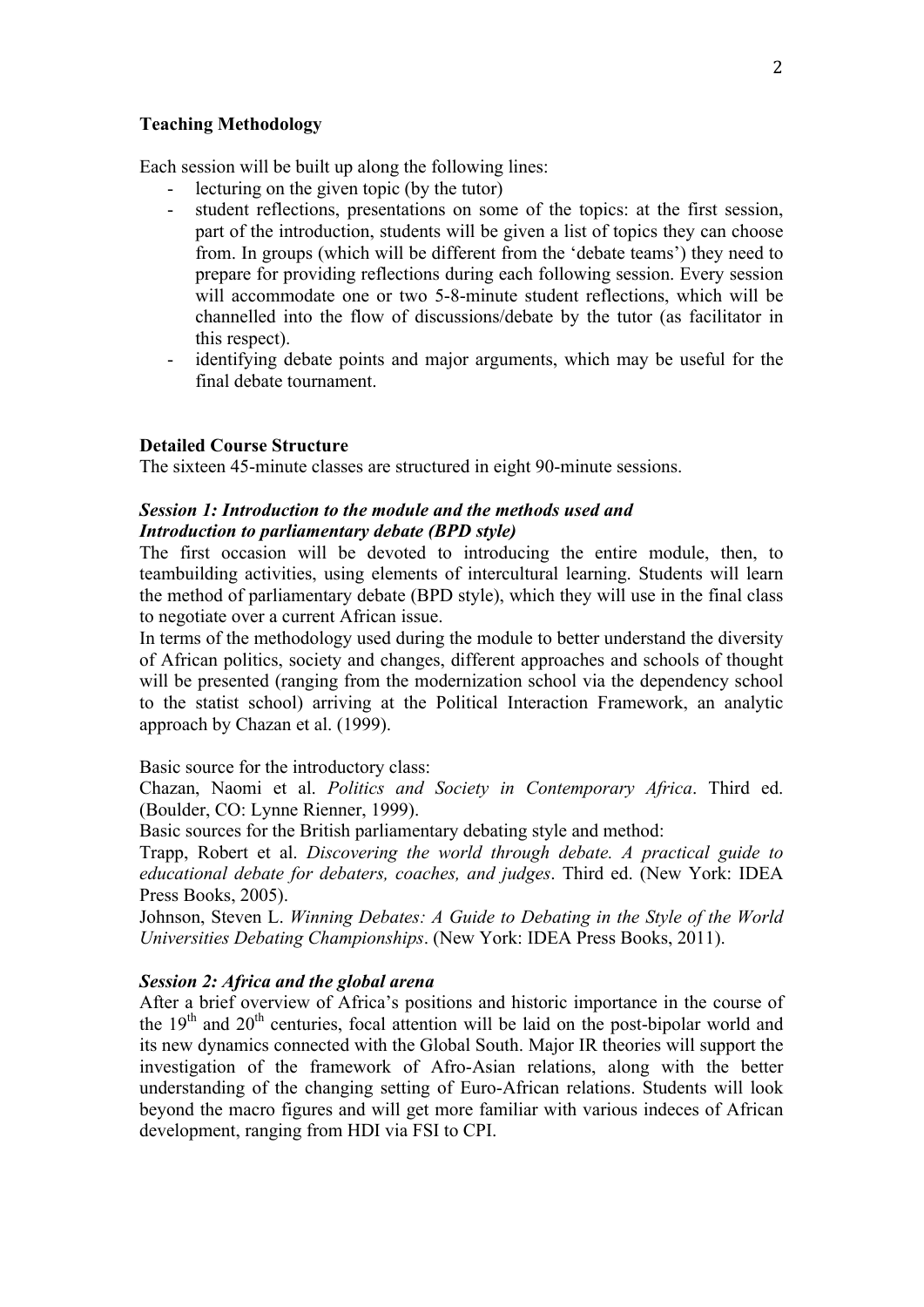**Teaching Methodology**

Each session will be built up along the following lines:

- lecturing on the given topic (by the tutor)
- student reflections, presentations on some of the topics: at the first session, part of the introduction, students will be given a list of topics they can choose from. In groups (which will be different from the 'debate teams') they need to prepare for providing reflections during each following session. Every session will accommodate one or two 5-8-minute student reflections, which will be channelled into the flow of discussions/debate by the tutor (as facilitator in this respect).
- identifying debate points and major arguments, which may be useful for the final debate tournament.

**Detailed Course Structure**

The sixteen 45-minute classes are structured in eight 90-minute sessions.

***Session 1: Introduction to the module and the methods used and Introduction to parliamentary debate (BPD style)***

The first occasion will be devoted to introducing the entire module, then, to teambuilding activities, using elements of intercultural learning. Students will learn the method of parliamentary debate (BPD style), which they will use in the final class to negotiate over a current African issue.

In terms of the methodology used during the module to better understand the diversity of African politics, society and changes, different approaches and schools of thought will be presented (ranging from the modernization school via the dependency school to the statist school) arriving at the Political Interaction Framework, an analytic approach by Chazan et al. (1999).

Basic source for the introductory class:

Chazan, Naomi et al. *Politics and Society in Contemporary Africa*. Third ed. (Boulder, CO: Lynne Rienner, 1999).

Basic sources for the British parliamentary debating style and method:

Trapp, Robert et al. *Discovering the world through debate. A practical guide to educational debate for debaters, coaches, and judges*. Third ed. (New York: IDEA Press Books, 2005).

Johnson, Steven L. *Winning Debates: A Guide to Debating in the Style of the World Universities Debating Championships*. (New York: IDEA Press Books, 2011).

***Session 2: Africa and the global arena***

After a brief overview of Africa's positions and historic importance in the course of the 19th and 20th centuries, focal attention will be laid on the post-bipolar world and its new dynamics connected with the Global South. Major IR theories will support the investigation of the framework of Afro-Asian relations, along with the better understanding of the changing setting of Euro-African relations. Students will look beyond the macro figures and will get more familiar with various indeces of African development, ranging from HDI via FSI to CPI.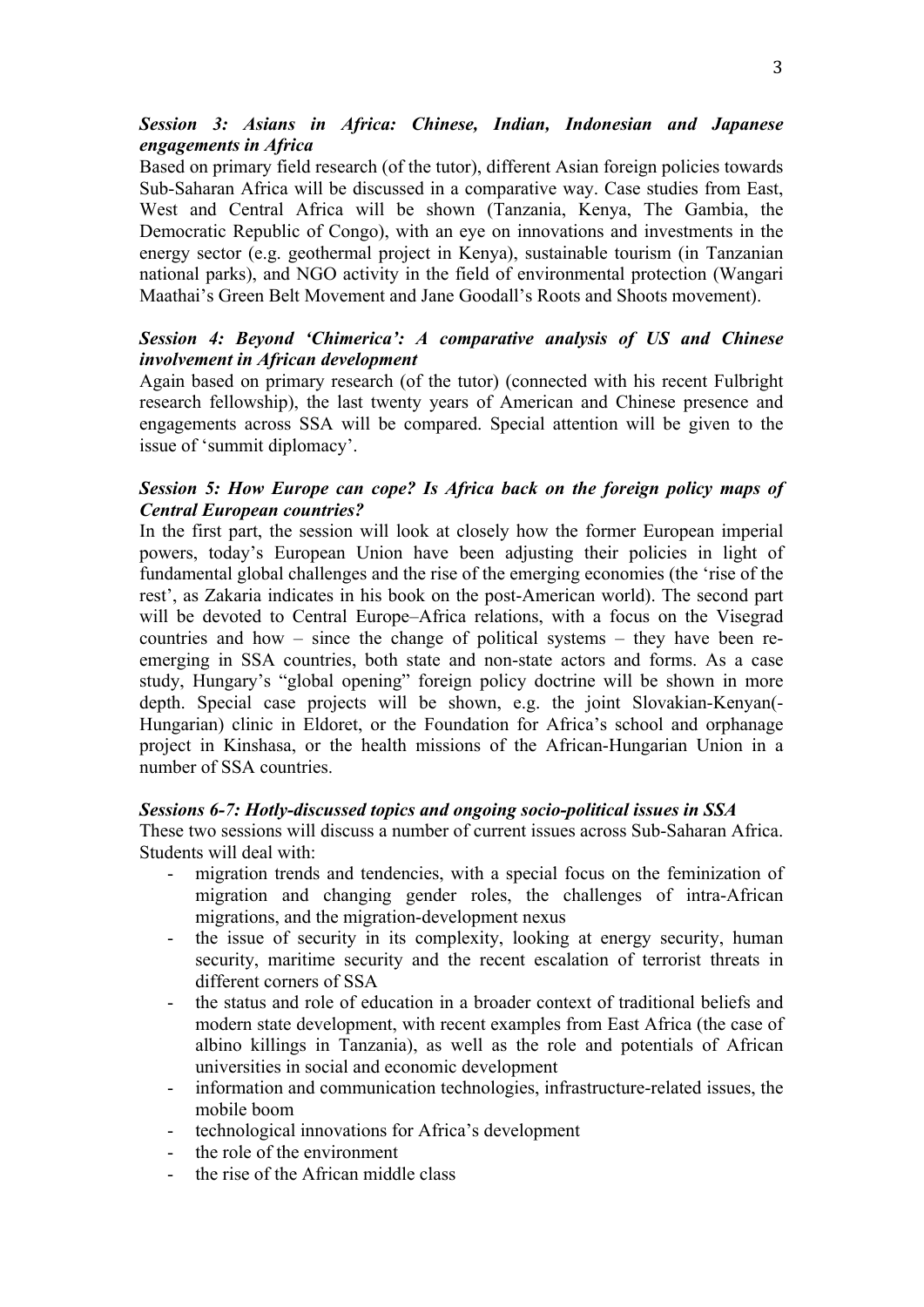### *Session 3: Asians in Africa: Chinese, Indian, Indonesian and Japanese engagements in Africa*

Based on primary field research (of the tutor), different Asian foreign policies towards Sub-Saharan Africa will be discussed in a comparative way. Case studies from East, West and Central Africa will be shown (Tanzania, Kenya, The Gambia, the Democratic Republic of Congo), with an eye on innovations and investments in the energy sector (e.g. geothermal project in Kenya), sustainable tourism (in Tanzanian national parks), and NGO activity in the field of environmental protection (Wangari Maathai's Green Belt Movement and Jane Goodall's Roots and Shoots movement).

### *Session 4: Beyond 'Chimerica': A comparative analysis of US and Chinese involvement in African development*

Again based on primary research (of the tutor) (connected with his recent Fulbright research fellowship), the last twenty years of American and Chinese presence and engagements across SSA will be compared. Special attention will be given to the issue of 'summit diplomacy'.

### *Session 5: How Europe can cope? Is Africa back on the foreign policy maps of Central European countries?*

In the first part, the session will look at closely how the former European imperial powers, today's European Union have been adjusting their policies in light of fundamental global challenges and the rise of the emerging economies (the 'rise of the rest', as Zakaria indicates in his book on the post-American world). The second part will be devoted to Central Europe–Africa relations, with a focus on the Visegrad countries and how – since the change of political systems – they have been re-emerging in SSA countries, both state and non-state actors and forms. As a case study, Hungary's "global opening" foreign policy doctrine will be shown in more depth. Special case projects will be shown, e.g. the joint Slovakian-Kenyan(-Hungarian) clinic in Eldoret, or the Foundation for Africa's school and orphanage project in Kinshasa, or the health missions of the African-Hungarian Union in a number of SSA countries.

### *Sessions 6-7: Hotly-discussed topics and ongoing socio-political issues in SSA*

These two sessions will discuss a number of current issues across Sub-Saharan Africa. Students will deal with:

- migration trends and tendencies, with a special focus on the feminization of migration and changing gender roles, the challenges of intra-African migrations, and the migration-development nexus
- the issue of security in its complexity, looking at energy security, human security, maritime security and the recent escalation of terrorist threats in different corners of SSA
- the status and role of education in a broader context of traditional beliefs and modern state development, with recent examples from East Africa (the case of albino killings in Tanzania), as well as the role and potentials of African universities in social and economic development
- information and communication technologies, infrastructure-related issues, the mobile boom
- technological innovations for Africa's development
- the role of the environment
- the rise of the African middle class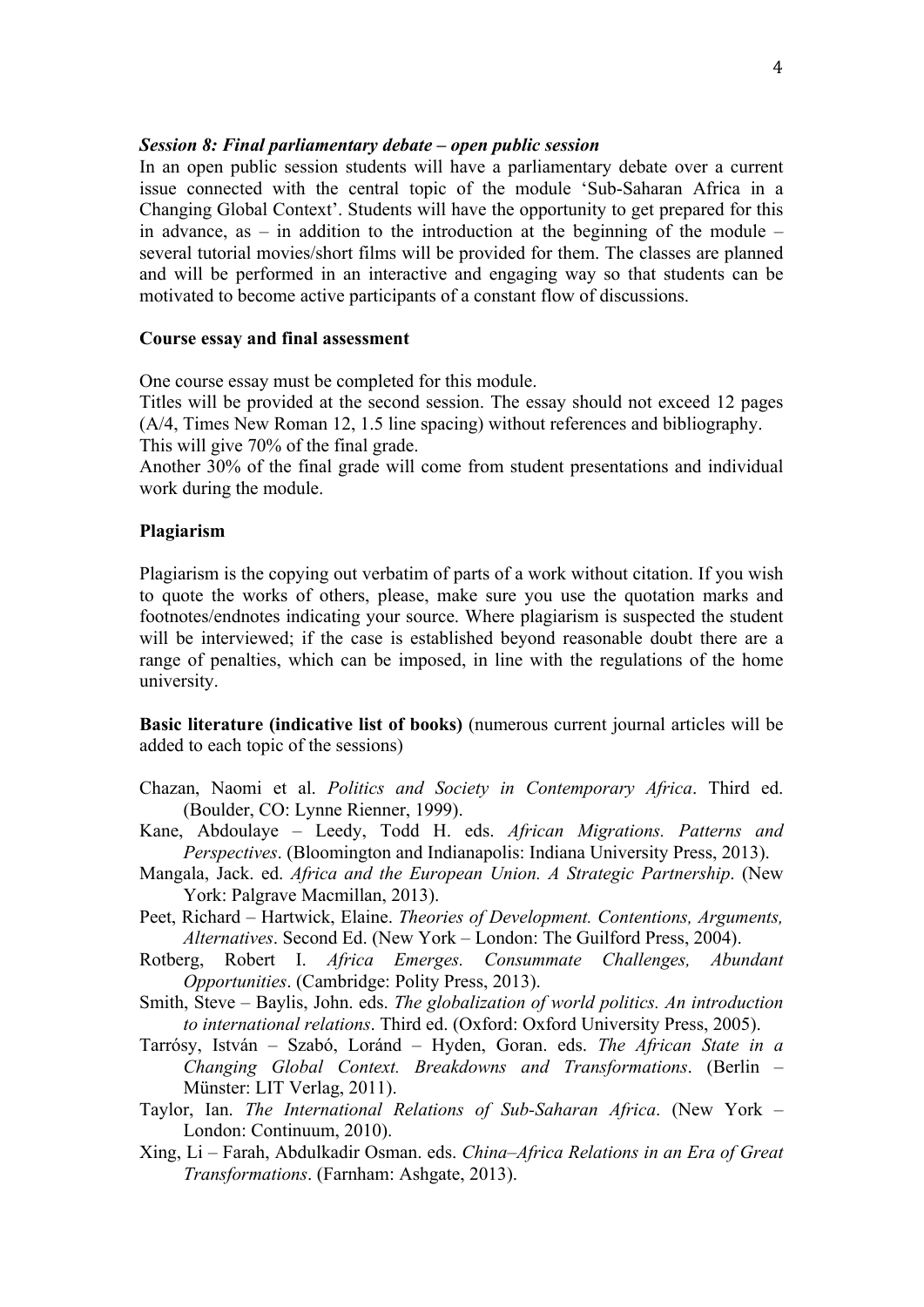***Session 8: Final parliamentary debate – open public session***

In an open public session students will have a parliamentary debate over a current issue connected with the central topic of the module 'Sub-Saharan Africa in a Changing Global Context'. Students will have the opportunity to get prepared for this in advance, as – in addition to the introduction at the beginning of the module – several tutorial movies/short films will be provided for them. The classes are planned and will be performed in an interactive and engaging way so that students can be motivated to become active participants of a constant flow of discussions.

**Course essay and final assessment**

One course essay must be completed for this module.
Titles will be provided at the second session. The essay should not exceed 12 pages (A/4, Times New Roman 12, 1.5 line spacing) without references and bibliography. This will give 70% of the final grade.
Another 30% of the final grade will come from student presentations and individual work during the module.

**Plagiarism**

Plagiarism is the copying out verbatim of parts of a work without citation. If you wish to quote the works of others, please, make sure you use the quotation marks and footnotes/endnotes indicating your source. Where plagiarism is suspected the student will be interviewed; if the case is established beyond reasonable doubt there are a range of penalties, which can be imposed, in line with the regulations of the home university.

**Basic literature (indicative list of books)** (numerous current journal articles will be added to each topic of the sessions)

Chazan, Naomi et al. *Politics and Society in Contemporary Africa*. Third ed. (Boulder, CO: Lynne Rienner, 1999).

Kane, Abdoulaye – Leedy, Todd H. eds. *African Migrations. Patterns and Perspectives*. (Bloomington and Indianapolis: Indiana University Press, 2013).

Mangala, Jack. ed. *Africa and the European Union. A Strategic Partnership*. (New York: Palgrave Macmillan, 2013).

Peet, Richard – Hartwick, Elaine. *Theories of Development. Contentions, Arguments, Alternatives*. Second Ed. (New York – London: The Guilford Press, 2004).

Rotberg, Robert I. *Africa Emerges. Consummate Challenges, Abundant Opportunities*. (Cambridge: Polity Press, 2013).

Smith, Steve – Baylis, John. eds. *The globalization of world politics. An introduction to international relations*. Third ed. (Oxford: Oxford University Press, 2005).

Tarrósy, István – Szabó, Loránd – Hyden, Goran. eds. *The African State in a Changing Global Context. Breakdowns and Transformations*. (Berlin – Münster: LIT Verlag, 2011).

Taylor, Ian. *The International Relations of Sub-Saharan Africa*. (New York – London: Continuum, 2010).

Xing, Li – Farah, Abdulkadir Osman. eds. *China–Africa Relations in an Era of Great Transformations*. (Farnham: Ashgate, 2013).